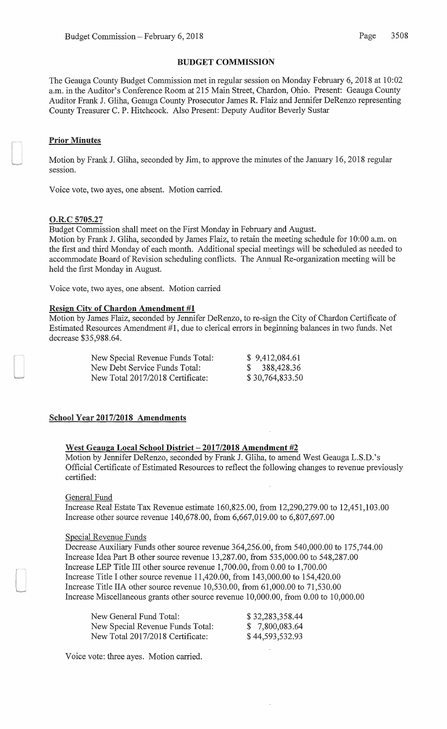## BUDGET COMMISSION

The Geauga County Budget Commission met in regular session on Monday February 6, 2018 at 10:02 a.m. in the Auditor's Conference Room at 215 Main Street, Chardon, Ohio. Present: Geauga County Auditor Frank J. Gliha, Geauga County Prosecutor James R. Flaiz and Jennifer DeRenzo representing County Treasurer C. P. Hitchcock. Also Present: Deputy Auditor Beverly Sustar

### Prior Minutes

Motion by Frank J. Gliha, seconded by Jim, to approve the minutes of the January 16, 2018 regular session.

Voice vote, two ayes, one absent. Motion carried.

### O.R.C 5705.27

Budget Commission shall meet on the First Monday in February and August.

Motion by Frank J. Gliha, seconded by James Flaiz, to retain the meeting schedule for 10:00 a.m. on the first and third Monday of each month. Additional special meetings will be scheduled as needed to accommodate Board of Revision scheduling conflicts. The Annual Re-organization meeting will be held the first Monday in August.

Voice vote, two ayes, one absent. Motion carried

### Resign City of Chardon Amendment #1

Motion by James Flaiz, seconded by Jennifer DeRenzo, to re-sign the City of Chardon Certificate of Estimated Resources Amendment #1, due to clerical errors in beginning balances in two funds. Net decrease $35,988.64.

| | |
|---|---|
| New Special Revenue Funds Total: | $ 9,412,084.61 |
| New Debt Service Funds Total: | $ 388,428.36 |
| New Total 2017/2018 Certificate: | $ 30,764,833.50 |

### School Year 2017/2018 Amendments

#### West Geauga Local School District – 2017/2018 Amendment #2

Motion by Jennifer DeRenzo, seconded by Frank J. Gliha, to amend West Geauga L.S.D.'s Official Certificate of Estimated Resources to reflect the following changes to revenue previously certified:

General Fund

Increase Real Estate Tax Revenue estimate 160,825.00, from 12,290,279.00 to 12,451,103.00
Increase other source revenue 140,678.00, from 6,667,019.00 to 6,807,697.00

Special Revenue Funds

Decrease Auxiliary Funds other source revenue 364,256.00, from 540,000.00 to 175,744.00
Increase Idea Part B other source revenue 13,287.00, from 535,000.00 to 548,287.00
Increase LEP Title III other source revenue 1,700.00, from 0.00 to 1,700.00
Increase Title I other source revenue 11,420.00, from 143,000.00 to 154,420.00
Increase Title IIA other source revenue 10,530.00, from 61,000.00 to 71,530.00
Increase Miscellaneous grants other source revenue 10,000.00, from 0.00 to 10,000.00

| | |
|---|---|
| New General Fund Total: | $ 32,283,358.44 |
| New Special Revenue Funds Total: | $ 7,800,083.64 |
| New Total 2017/2018 Certificate: | $ 44,593,532.93 |

Voice vote: three ayes. Motion carried.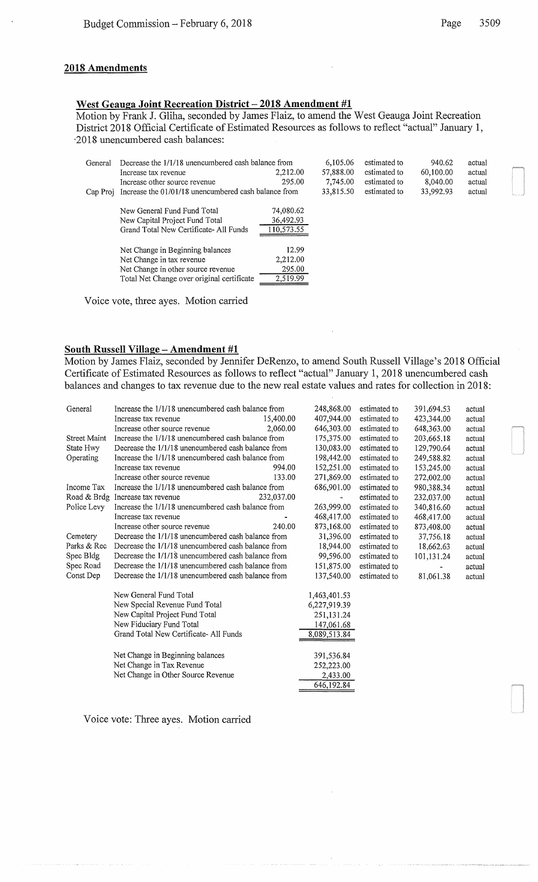## 2018 Amendments

### West Geauga Joint Recreation District – 2018 Amendment #1

Motion by Frank J. Gliha, seconded by James Flaiz, to amend the West Geauga Joint Recreation District 2018 Official Certificate of Estimated Resources as follows to reflect "actual" January 1, 2018 unencumbered cash balances:

| | | | | | | |
|---|---|---|---|---|---|---|
| General | Decrease the 1/1/18 unencumbered cash balance from | | 6,105.06 | estimated to | 940.62 | actual |
| | Increase tax revenue | 2,212.00 | 57,888.00 | estimated to | 60,100.00 | actual |
| | Increase other source revenue | 295.00 | 7,745.00 | estimated to | 8,040.00 | actual |
| Cap Proj | Increase the 01/01/18 unencumbered cash balance from | | 33,815.50 | estimated to | 33,992.93 | actual |

| | |
|---|---|
| New General Fund Fund Total | 74,080.62 |
| New Capital Project Fund Total | 36,492.93 |
| Grand Total New Certificate- All Funds | 110,573.55 |
| | |
| Net Change in Beginning balances | 12.99 |
| Net Change in tax revenue | 2,212.00 |
| Net Change in other source revenue | 295.00 |
| Total Net Change over original certificate | 2,519.99 |

Voice vote, three ayes. Motion carried

### South Russell Village – Amendment #1

Motion by James Flaiz, seconded by Jennifer DeRenzo, to amend South Russell Village's 2018 Official Certificate of Estimated Resources as follows to reflect "actual" January 1, 2018 unencumbered cash balances and changes to tax revenue due to the new real estate values and rates for collection in 2018:

| | | | | | | |
|---|---|---|---|---|---|---|
| General | Increase the 1/1/18 unencumbered cash balance from | | 248,868.00 | estimated to | 391,694.53 | actual |
| | Increase tax revenue | 15,400.00 | 407,944.00 | estimated to | 423,344.00 | actual |
| | Increase other source revenue | 2,060.00 | 646,303.00 | estimated to | 648,363.00 | actual |
| Street Maint | Increase the 1/1/18 unencumbered cash balance from | | 175,375.00 | estimated to | 203,665.18 | actual |
| State Hwy | Decrease the 1/1/18 unencumbered cash balance from | | 130,083.00 | estimated to | 129,790.64 | actual |
| Operating | Increase the 1/1/18 unencumbered cash balance from | | 198,442.00 | estimated to | 249,588.82 | actual |
| | Increase tax revenue | 994.00 | 152,251.00 | estimated to | 153,245.00 | actual |
| | Increase other source revenue | 133.00 | 271,869.00 | estimated to | 272,002.00 | actual |
| Income Tax | Increase the 1/1/18 unencumbered cash balance from | | 686,901.00 | estimated to | 980,388.34 | actual |
| Road & Brdg | Increase tax revenue | 232,037.00 | - | estimated to | 232,037.00 | actual |
| Police Levy | Increase the 1/1/18 unencumbered cash balance from | | 263,999.00 | estimated to | 340,816.60 | actual |
| | Increase tax revenue | - | 468,417.00 | estimated to | 468,417.00 | actual |
| | Increase other source revenue | 240.00 | 873,168.00 | estimated to | 873,408.00 | actual |
| Cemetery | Decrease the 1/1/18 unencumbered cash balance from | | 31,396.00 | estimated to | 37,756.18 | actual |
| Parks & Rec | Decrease the 1/1/18 unencumbered cash balance from | | 18,944.00 | estimated to | 18,662.63 | actual |
| Spec Bldg | Decrease the 1/1/18 unencumbered cash balance from | | 99,596.00 | estimated to | 101,131.24 | actual |
| Spec Road | Decrease the 1/1/18 unencumbered cash balance from | | 151,875.00 | estimated to | - | actual |
| Const Dep | Decrease the 1/1/18 unencumbered cash balance from | | 137,540.00 | estimated to | 81,061.38 | actual |

| | |
|---|---|
| New General Fund Total | 1,463,401.53 |
| New Special Revenue Fund Total | 6,227,919.39 |
| New Capital Project Fund Total | 251,131.24 |
| New Fiduciary Fund Total | 147,061.68 |
| Grand Total New Certificate- All Funds | 8,089,513.84 |
| | |
| Net Change in Beginning balances | 391,536.84 |
| Net Change in Tax Revenue | 252,223.00 |
| Net Change in Other Source Revenue | 2,433.00 |
| | 646,192.84 |

Voice vote: Three ayes. Motion carried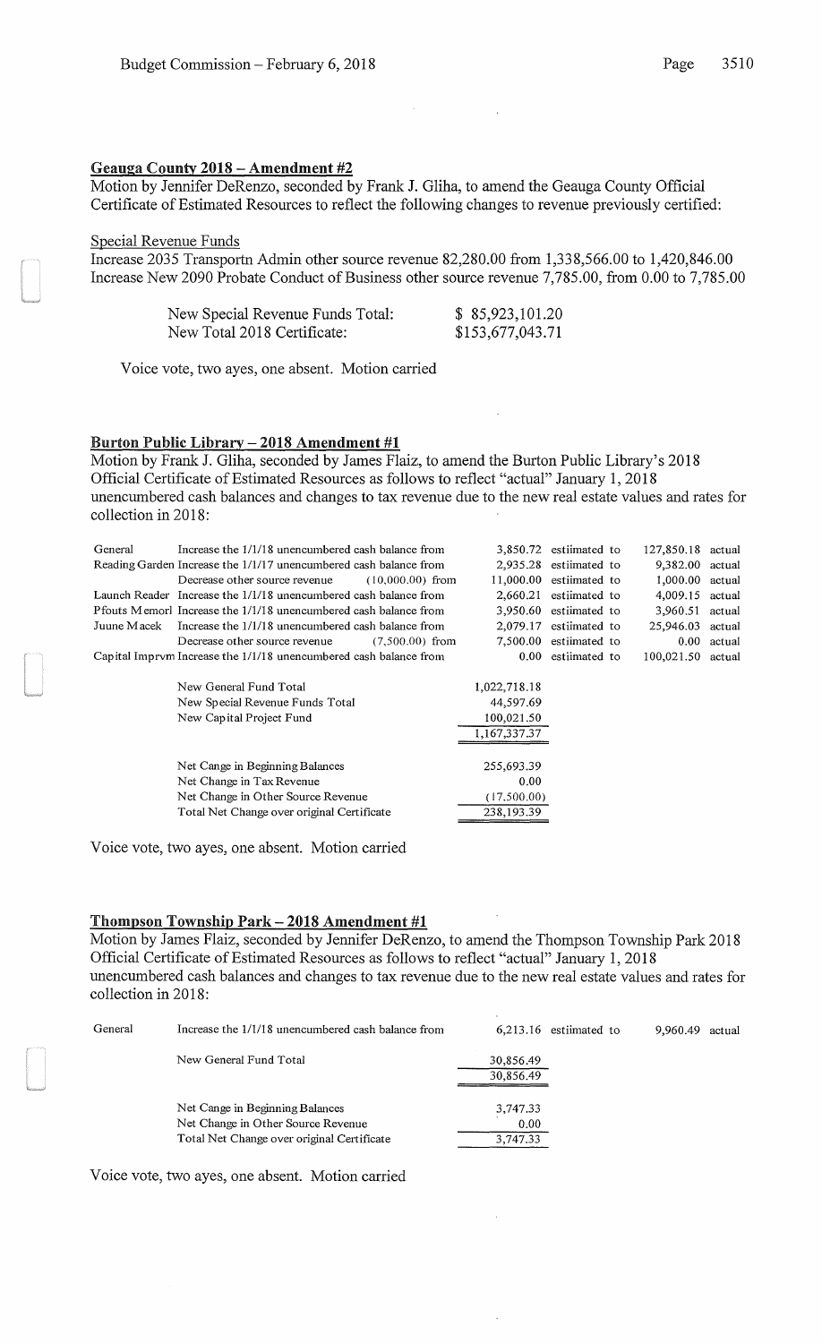## Geauga County 2018 – Amendment #2

Motion by Jennifer DeRenzo, seconded by Frank J. Gliha, to amend the Geauga County Official Certificate of Estimated Resources to reflect the following changes to revenue previously certified:

Special Revenue Funds

Increase 2035 Transportn Admin other source revenue 82,280.00 from 1,338,566.00 to 1,420,846.00

Increase New 2090 Probate Conduct of Business other source revenue 7,785.00, from 0.00 to 7,785.00

| | |
|---|---|
| New Special Revenue Funds Total: | $ 85,923,101.20 |
| New Total 2018 Certificate: | $153,677,043.71 |

Voice vote, two ayes, one absent. Motion carried

## Burton Public Library – 2018 Amendment #1

Motion by Frank J. Gliha, seconded by James Flaiz, to amend the Burton Public Library's 2018 Official Certificate of Estimated Resources as follows to reflect "actual" January 1, 2018 unencumbered cash balances and changes to tax revenue due to the new real estate values and rates for collection in 2018:

| Fund | Description | Estimated | | Actual | |
|---|---|---|---|---|---|
| General | Increase the 1/1/18 unencumbered cash balance from | 3,850.72 | estiimated to | 127,850.18 | actual |
| Reading Garden | Increase the 1/1/17 unencumbered cash balance from | 2,935.28 | estiimated to | 9,382.00 | actual |
| | Decrease other source revenue (10,000.00) from | 11,000.00 | estiimated to | 1,000.00 | actual |
| Launch Reader | Increase the 1/1/18 unencumbered cash balance from | 2,660.21 | estiimated to | 4,009.15 | actual |
| Pfouts Memorl | Increase the 1/1/18 unencumbered cash balance from | 3,950.60 | estiimated to | 3,960.51 | actual |
| Juune Macek | Increase the 1/1/18 unencumbered cash balance from | 2,079.17 | estiimated to | 25,946.03 | actual |
| | Decrease other source revenue (7,500.00) from | 7,500.00 | estiimated to | 0.00 | actual |
| Capital Imprvm | Increase the 1/1/18 unencumbered cash balance from | 0.00 | estiimated to | 100,021.50 | actual |

| | |
|---|---|
| New General Fund Total | 1,022,718.18 |
| New Special Revenue Funds Total | 44,597.69 |
| New Capital Project Fund | 100,021.50 |
| | 1,167,337.37 |
| Net Cange in Beginning Balances | 255,693.39 |
| Net Change in Tax Revenue | 0.00 |
| Net Change in Other Source Revenue | (17,500.00) |
| Total Net Change over original Certificate | 238,193.39 |

Voice vote, two ayes, one absent. Motion carried

## Thompson Township Park – 2018 Amendment #1

Motion by James Flaiz, seconded by Jennifer DeRenzo, to amend the Thompson Township Park 2018 Official Certificate of Estimated Resources as follows to reflect "actual" January 1, 2018 unencumbered cash balances and changes to tax revenue due to the new real estate values and rates for collection in 2018:

| Fund | Description | Estimated | | Actual | |
|---|---|---|---|---|---|
| General | Increase the 1/1/18 unencumbered cash balance from | 6,213.16 | estiimated to | 9,960.49 | actual |

| | |
|---|---|
| New General Fund Total | 30,856.49 |
| | 30,856.49 |
| Net Cange in Beginning Balances | 3,747.33 |
| Net Change in Other Source Revenue | 0.00 |
| Total Net Change over original Certificate | 3,747.33 |

Voice vote, two ayes, one absent. Motion carried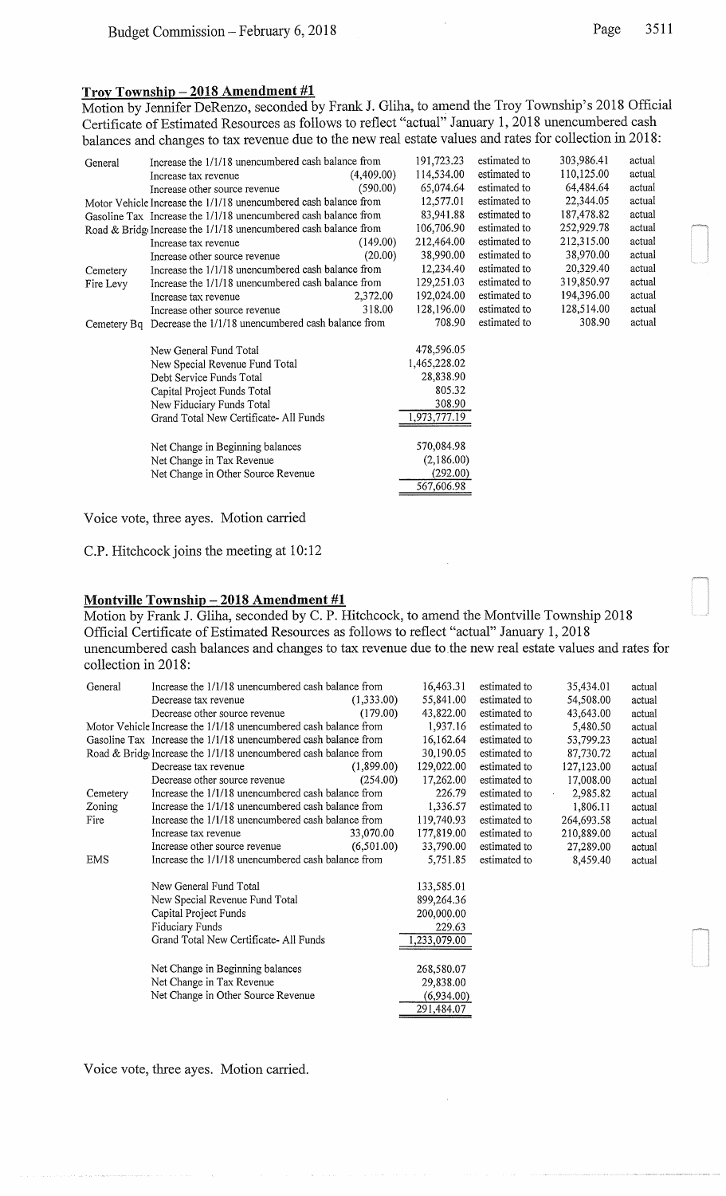### Troy Township – 2018 Amendment #1

Motion by Jennifer DeRenzo, seconded by Frank J. Gliha, to amend the Troy Township's 2018 Official Certificate of Estimated Resources as follows to reflect "actual" January 1, 2018 unencumbered cash balances and changes to tax revenue due to the new real estate values and rates for collection in 2018:

| Fund | Description | Change | Estimated | | Actual | |
|---|---|---|---|---|---|---|
| General | Increase the 1/1/18 unencumbered cash balance from | | 191,723.23 | estimated to | 303,986.41 | actual |
| | Increase tax revenue | (4,409.00) | 114,534.00 | estimated to | 110,125.00 | actual |
| | Increase other source revenue | (590.00) | 65,074.64 | estimated to | 64,484.64 | actual |
| Motor Vehicle | Increase the 1/1/18 unencumbered cash balance from | | 12,577.01 | estimated to | 22,344.05 | actual |
| Gasoline Tax | Increase the 1/1/18 unencumbered cash balance from | | 83,941.88 | estimated to | 187,478.82 | actual |
| Road & Bridge | Increase the 1/1/18 unencumbered cash balance from | | 106,706.90 | estimated to | 252,929.78 | actual |
| | Increase tax revenue | (149.00) | 212,464.00 | estimated to | 212,315.00 | actual |
| | Increase other source revenue | (20.00) | 38,990.00 | estimated to | 38,970.00 | actual |
| Cemetery | Increase the 1/1/18 unencumbered cash balance from | | 12,234.40 | estimated to | 20,329.40 | actual |
| Fire Levy | Increase the 1/1/18 unencumbered cash balance from | | 129,251.03 | estimated to | 319,850.97 | actual |
| | Increase tax revenue | 2,372.00 | 192,024.00 | estimated to | 194,396.00 | actual |
| | Increase other source revenue | 318.00 | 128,196.00 | estimated to | 128,514.00 | actual |
| Cemetery Bq | Decrease the 1/1/18 unencumbered cash balance from | | 708.90 | estimated to | 308.90 | actual |

| | |
|---|---|
| New General Fund Total | 478,596.05 |
| New Special Revenue Fund Total | 1,465,228.02 |
| Debt Service Funds Total | 28,838.90 |
| Capital Project Funds Total | 805.32 |
| New Fiduciary Funds Total | 308.90 |
| Grand Total New Certificate- All Funds | 1,973,777.19 |
| | |
| Net Change in Beginning balances | 570,084.98 |
| Net Change in Tax Revenue | (2,186.00) |
| Net Change in Other Source Revenue | (292.00) |
| | 567,606.98 |

Voice vote, three ayes. Motion carried

C.P. Hitchcock joins the meeting at 10:12

### Montville Township – 2018 Amendment #1

Motion by Frank J. Gliha, seconded by C. P. Hitchcock, to amend the Montville Township 2018 Official Certificate of Estimated Resources as follows to reflect "actual" January 1, 2018 unencumbered cash balances and changes to tax revenue due to the new real estate values and rates for collection in 2018:

| Fund | Description | Change | Estimated | | Actual | |
|---|---|---|---|---|---|---|
| General | Increase the 1/1/18 unencumbered cash balance from | | 16,463.31 | estimated to | 35,434.01 | actual |
| | Decrease tax revenue | (1,333.00) | 55,841.00 | estimated to | 54,508.00 | actual |
| | Decrease other source revenue | (179.00) | 43,822.00 | estimated to | 43,643.00 | actual |
| Motor Vehicle | Increase the 1/1/18 unencumbered cash balance from | | 1,937.16 | estimated to | 5,480.50 | actual |
| Gasoline Tax | Increase the 1/1/18 unencumbered cash balance from | | 16,162.64 | estimated to | 53,799.23 | actual |
| Road & Bridge | Increase the 1/1/18 unencumbered cash balance from | | 30,190.05 | estimated to | 87,730.72 | actual |
| | Decrease tax revenue | (1,899.00) | 129,022.00 | estimated to | 127,123.00 | actual |
| | Decrease other source revenue | (254.00) | 17,262.00 | estimated to | 17,008.00 | actual |
| Cemetery | Increase the 1/1/18 unencumbered cash balance from | | 226.79 | estimated to | 2,985.82 | actual |
| Zoning | Increase the 1/1/18 unencumbered cash balance from | | 1,336.57 | estimated to | 1,806.11 | actual |
| Fire | Increase the 1/1/18 unencumbered cash balance from | | 119,740.93 | estimated to | 264,693.58 | actual |
| | Increase tax revenue | 33,070.00 | 177,819.00 | estimated to | 210,889.00 | actual |
| | Increase other source revenue | (6,501.00) | 33,790.00 | estimated to | 27,289.00 | actual |
| EMS | Increase the 1/1/18 unencumbered cash balance from | | 5,751.85 | estimated to | 8,459.40 | actual |

| | |
|---|---|
| New General Fund Total | 133,585.01 |
| New Special Revenue Fund Total | 899,264.36 |
| Capital Project Funds | 200,000.00 |
| Fiduciary Funds | 229.63 |
| Grand Total New Certificate- All Funds | 1,233,079.00 |
| | |
| Net Change in Beginning balances | 268,580.07 |
| Net Change in Tax Revenue | 29,838.00 |
| Net Change in Other Source Revenue | (6,934.00) |
| | 291,484.07 |

Voice vote, three ayes. Motion carried.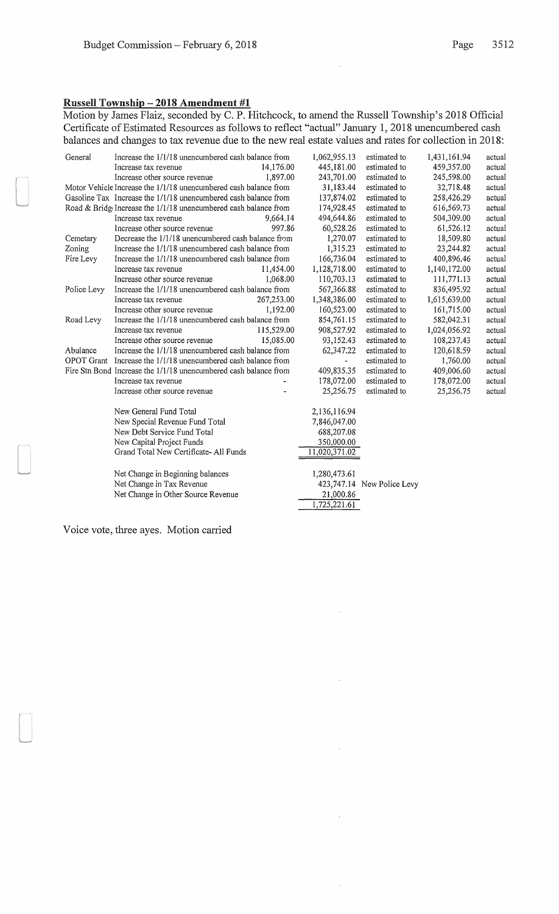**Russell Township – 2018 Amendment #1**

Motion by James Flaiz, seconded by C. P. Hitchcock, to amend the Russell Township's 2018 Official Certificate of Estimated Resources as follows to reflect "actual" January 1, 2018 unencumbered cash balances and changes to tax revenue due to the new real estate values and rates for collection in 2018:

| Fund | Description | Change | From | | To | |
|---|---|---|---|---|---|---|
| General | Increase the 1/1/18 unencumbered cash balance from | | 1,062,955.13 | estimated to | 1,431,161.94 | actual |
| | Increase tax revenue | 14,176.00 | 445,181.00 | estimated to | 459,357.00 | actual |
| | Increase other source revenue | 1,897.00 | 243,701.00 | estimated to | 245,598.00 | actual |
| Motor Vehicle | Increase the 1/1/18 unencumbered cash balance from | | 31,183.44 | estimated to | 32,718.48 | actual |
| Gasoline Tax | Increase the 1/1/18 unencumbered cash balance from | | 137,874.02 | estimated to | 258,426.29 | actual |
| Road & Bridge | Increase the 1/1/18 unencumbered cash balance from | | 174,928.45 | estimated to | 616,569.73 | actual |
| | Increase tax revenue | 9,664.14 | 494,644.86 | estimated to | 504,309.00 | actual |
| | Increase other source revenue | 997.86 | 60,528.26 | estimated to | 61,526.12 | actual |
| Cemetary | Decrease the 1/1/18 unencumbered cash balance from | | 1,270.07 | estimated to | 18,509.80 | actual |
| Zoning | Increase the 1/1/18 unencumbered cash balance from | | 1,315.23 | estimated to | 23,244.82 | actual |
| Fire Levy | Increase the 1/1/18 unencumbered cash balance from | | 166,736.04 | estimated to | 400,896.46 | actual |
| | Increase tax revenue | 11,454.00 | 1,128,718.00 | estimated to | 1,140,172.00 | actual |
| | Increase other source revenue | 1,068.00 | 110,703.13 | estimated to | 111,771.13 | actual |
| Police Levy | Increase the 1/1/18 unencumbered cash balance from | | 567,366.88 | estimated to | 836,495.92 | actual |
| | Increase tax revenue | 267,253.00 | 1,348,386.00 | estimated to | 1,615,639.00 | actual |
| | Increase other source revenue | 1,192.00 | 160,523.00 | estimated to | 161,715.00 | actual |
| Road Levy | Increase the 1/1/18 unencumbered cash balance from | | 854,761.15 | estimated to | 582,042.31 | actual |
| | Increase tax revenue | 115,529.00 | 908,527.92 | estimated to | 1,024,056.92 | actual |
| | Increase other source revenue | 15,085.00 | 93,152.43 | estimated to | 108,237.43 | actual |
| Abulance | Increase the 1/1/18 unencumbered cash balance from | | 62,347.22 | estimated to | 120,618.59 | actual |
| OPOT Grant | Increase the 1/1/18 unencumbered cash balance from | | - | estimated to | 1,760.00 | actual |
| Fire Stn Bond | Increase the 1/1/18 unencumbered cash balance from | | 409,835.35 | estimated to | 409,006.60 | actual |
| | Increase tax revenue | - | 178,072.00 | estimated to | 178,072.00 | actual |
| | Increase other source revenue | - | 25,256.75 | estimated to | 25,256.75 | actual |

| | | |
|---|---|---|
| New General Fund Total | 2,136,116.94 | |
| New Special Revenue Fund Total | 7,846,047.00 | |
| New Debt Service Fund Total | 688,207.08 | |
| New Capital Project Funds | 350,000.00 | |
| Grand Total New Certificate- All Funds | 11,020,371.02 | |
| Net Change in Beginning balances | 1,280,473.61 | |
| Net Change in Tax Revenue | 423,747.14 | New Police Levy |
| Net Change in Other Source Revenue | 21,000.86 | |
| | 1,725,221.61 | |

Voice vote, three ayes. Motion carried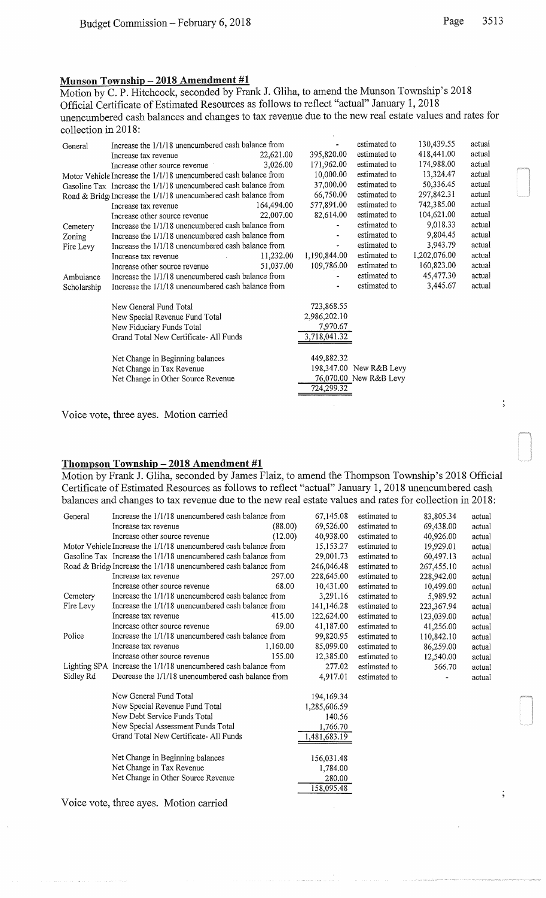## Munson Township – 2018 Amendment #1

Motion by C. P. Hitchcock, seconded by Frank J. Gliha, to amend the Munson Township's 2018 Official Certificate of Estimated Resources as follows to reflect "actual" January 1, 2018 unencumbered cash balances and changes to tax revenue due to the new real estate values and rates for collection in 2018:

| Fund | Description | Change | From | | To | |
|---|---|---|---|---|---|---|
| General | Increase the 1/1/18 unencumbered cash balance from | | - | estimated to | 130,439.55 | actual |
| | Increase tax revenue | 22,621.00 | 395,820.00 | estimated to | 418,441.00 | actual |
| | Increase other source revenue | 3,026.00 | 171,962.00 | estimated to | 174,988.00 | actual |
| Motor Vehicle | Increase the 1/1/18 unencumbered cash balance from | | 10,000.00 | estimated to | 13,324.47 | actual |
| Gasoline Tax | Increase the 1/1/18 unencumbered cash balance from | | 37,000.00 | estimated to | 50,336.45 | actual |
| Road & Bridge | Increase the 1/1/18 unencumbered cash balance from | | 66,750.00 | estimated to | 297,842.31 | actual |
| | Increase tax revenue | 164,494.00 | 577,891.00 | estimated to | 742,385.00 | actual |
| | Increase other source revenue | 22,007.00 | 82,614.00 | estimated to | 104,621.00 | actual |
| Cemetery | Increase the 1/1/18 unencumbered cash balance from | | - | estimated to | 9,018.33 | actual |
| Zoning | Increase the 1/1/18 unencumbered cash balance from | | - | estimated to | 9,804.45 | actual |
| Fire Levy | Increase the 1/1/18 unencumbered cash balance from | | - | estimated to | 3,943.79 | actual |
| | Increase tax revenue | 11,232.00 | 1,190,844.00 | estimated to | 1,202,076.00 | actual |
| | Increase other source revenue | 51,037.00 | 109,786.00 | estimated to | 160,823.00 | actual |
| Ambulance | Increase the 1/1/18 unencumbered cash balance from | | - | estimated to | 45,477.30 | actual |
| Scholarship | Increase the 1/1/18 unencumbered cash balance from | | - | estimated to | 3,445.67 | actual |

| | Amount | |
|---|---|---|
| New General Fund Total | 723,868.55 | |
| New Special Revenue Fund Total | 2,986,202.10 | |
| New Fiduciary Funds Total | 7,970.67 | |
| Grand Total New Certificate- All Funds | 3,718,041.32 | |
| Net Change in Beginning balances | 449,882.32 | |
| Net Change in Tax Revenue | 198,347.00 | New R&B Levy |
| Net Change in Other Source Revenue | 76,070.00 | New R&B Levy |
| | 724,299.32 | |

Voice vote, three ayes. Motion carried

## Thompson Township – 2018 Amendment #1

Motion by Frank J. Gliha, seconded by James Flaiz, to amend the Thompson Township's 2018 Official Certificate of Estimated Resources as follows to reflect "actual" January 1, 2018 unencumbered cash balances and changes to tax revenue due to the new real estate values and rates for collection in 2018:

| Fund | Description | Change | From | | To | |
|---|---|---|---|---|---|---|
| General | Increase the 1/1/18 unencumbered cash balance from | | 67,145.08 | estimated to | 83,805.34 | actual |
| | Increase tax revenue | (88.00) | 69,526.00 | estimated to | 69,438.00 | actual |
| | Increase other source revenue | (12.00) | 40,938.00 | estimated to | 40,926.00 | actual |
| Motor Vehicle | Increase the 1/1/18 unencumbered cash balance from | | 15,153.27 | estimated to | 19,929.01 | actual |
| Gasoline Tax | Increase the 1/1/18 unencumbered cash balance from | | 29,001.73 | estimated to | 60,497.13 | actual |
| Road & Bridge | Increase the 1/1/18 unencumbered cash balance from | | 246,046.48 | estimated to | 267,455.10 | actual |
| | Increase tax revenue | 297.00 | 228,645.00 | estimated to | 228,942.00 | actual |
| | Increase other source revenue | 68.00 | 10,431.00 | estimated to | 10,499.00 | actual |
| Cemetery | Increase the 1/1/18 unencumbered cash balance from | | 3,291.16 | estimated to | 5,989.92 | actual |
| Fire Levy | Increase the 1/1/18 unencumbered cash balance from | | 141,146.28 | estimated to | 223,367.94 | actual |
| | Increase tax revenue | 415.00 | 122,624.00 | estimated to | 123,039.00 | actual |
| | Increase other source revenue | 69.00 | 41,187.00 | estimated to | 41,256.00 | actual |
| Police | Increase the 1/1/18 unencumbered cash balance from | | 99,820.95 | estimated to | 110,842.10 | actual |
| | Increase tax revenue | 1,160.00 | 85,099.00 | estimated to | 86,259.00 | actual |
| | Increase other source revenue | 155.00 | 12,385.00 | estimated to | 12,540.00 | actual |
| Lighting SPA | Increase the 1/1/18 unencumbered cash balance from | | 277.02 | estimated to | 566.70 | actual |
| Sidley Rd | Decrease the 1/1/18 unencumbered cash balance from | | 4,917.01 | estimated to | - | actual |

| | Amount |
|---|---|
| New General Fund Total | 194,169.34 |
| New Special Revenue Fund Total | 1,285,606.59 |
| New Debt Service Funds Total | 140.56 |
| New Special Assessment Funds Total | 1,766.70 |
| Grand Total New Certificate- All Funds | 1,481,683.19 |
| Net Change in Beginning balances | 156,031.48 |
| Net Change in Tax Revenue | 1,784.00 |
| Net Change in Other Source Revenue | 280.00 |
| | 158,095.48 |

Voice vote, three ayes. Motion carried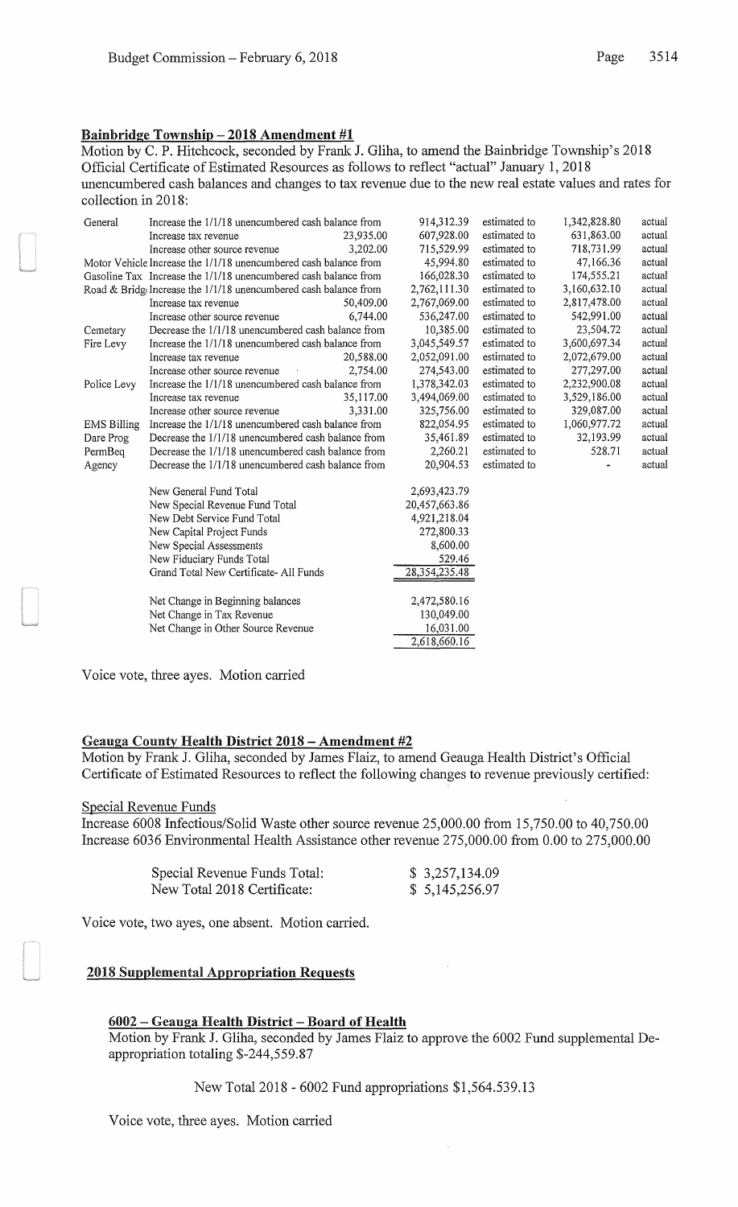**Bainbridge Township – 2018 Amendment #1**

Motion by C. P. Hitchcock, seconded by Frank J. Gliha, to amend the Bainbridge Township's 2018 Official Certificate of Estimated Resources as follows to reflect "actual" January 1, 2018 unencumbered cash balances and changes to tax revenue due to the new real estate values and rates for collection in 2018:

| Fund | Description | Change | From | | To | |
|---|---|---|---|---|---|---|
| General | Increase the 1/1/18 unencumbered cash balance from | | 914,312.39 | estimated to | 1,342,828.80 | actual |
| | Increase tax revenue | 23,935.00 | 607,928.00 | estimated to | 631,863.00 | actual |
| | Increase other source revenue | 3,202.00 | 715,529.99 | estimated to | 718,731.99 | actual |
| Motor Vehicle | Increase the 1/1/18 unencumbered cash balance from | | 45,994.80 | estimated to | 47,166.36 | actual |
| Gasoline Tax | Increase the 1/1/18 unencumbered cash balance from | | 166,028.30 | estimated to | 174,555.21 | actual |
| Road & Bridg | Increase the 1/1/18 unencumbered cash balance from | | 2,762,111.30 | estimated to | 3,160,632.10 | actual |
| | Increase tax revenue | 50,409.00 | 2,767,069.00 | estimated to | 2,817,478.00 | actual |
| | Increase other source revenue | 6,744.00 | 536,247.00 | estimated to | 542,991.00 | actual |
| Cemetary | Decrease the 1/1/18 unencumbered cash balance from | | 10,385.00 | estimated to | 23,504.72 | actual |
| Fire Levy | Increase the 1/1/18 unencumbered cash balance from | | 3,045,549.57 | estimated to | 3,600,697.34 | actual |
| | Increase tax revenue | 20,588.00 | 2,052,091.00 | estimated to | 2,072,679.00 | actual |
| | Increase other source revenue | 2,754.00 | 274,543.00 | estimated to | 277,297.00 | actual |
| Police Levy | Increase the 1/1/18 unencumbered cash balance from | | 1,378,342.03 | estimated to | 2,232,900.08 | actual |
| | Increase tax revenue | 35,117.00 | 3,494,069.00 | estimated to | 3,529,186.00 | actual |
| | Increase other source revenue | 3,331.00 | 325,756.00 | estimated to | 329,087.00 | actual |
| EMS Billing | Increase the 1/1/18 unencumbered cash balance from | | 822,054.95 | estimated to | 1,060,977.72 | actual |
| Dare Prog | Decrease the 1/1/18 unencumbered cash balance from | | 35,461.89 | estimated to | 32,193.99 | actual |
| PermBeq | Decrease the 1/1/18 unencumbered cash balance from | | 2,260.21 | estimated to | 528.71 | actual |
| Agency | Decrease the 1/1/18 unencumbered cash balance from | | 20,904.53 | estimated to | - | actual |

| | |
|---|---|
| New General Fund Total | 2,693,423.79 |
| New Special Revenue Fund Total | 20,457,663.86 |
| New Debt Service Fund Total | 4,921,218.04 |
| New Capital Project Funds | 272,800.33 |
| New Special Assessments | 8,600.00 |
| New Fiduciary Funds Total | 529.46 |
| Grand Total New Certificate- All Funds | 28,354,235.48 |
| | |
| Net Change in Beginning balances | 2,472,580.16 |
| Net Change in Tax Revenue | 130,049.00 |
| Net Change in Other Source Revenue | 16,031.00 |
| | 2,618,660.16 |

Voice vote, three ayes. Motion carried

**Geauga County Health District 2018 – Amendment #2**

Motion by Frank J. Gliha, seconded by James Flaiz, to amend Geauga Health District's Official Certificate of Estimated Resources to reflect the following changes to revenue previously certified:

Special Revenue Funds

Increase 6008 Infectious/Solid Waste other source revenue 25,000.00 from 15,750.00 to 40,750.00

Increase 6036 Environmental Health Assistance other revenue 275,000.00 from 0.00 to 275,000.00

| | |
|---|---|
| Special Revenue Funds Total: | $ 3,257,134.09 |
| New Total 2018 Certificate: | $ 5,145,256.97 |

Voice vote, two ayes, one absent. Motion carried.

**2018 Supplemental Appropriation Requests**

**6002 – Geauga Health District – Board of Health**

Motion by Frank J. Gliha, seconded by James Flaiz to approve the 6002 Fund supplemental De-appropriation totaling $-244,559.87

New Total 2018 - 6002 Fund appropriations $1,564.539.13

Voice vote, three ayes. Motion carried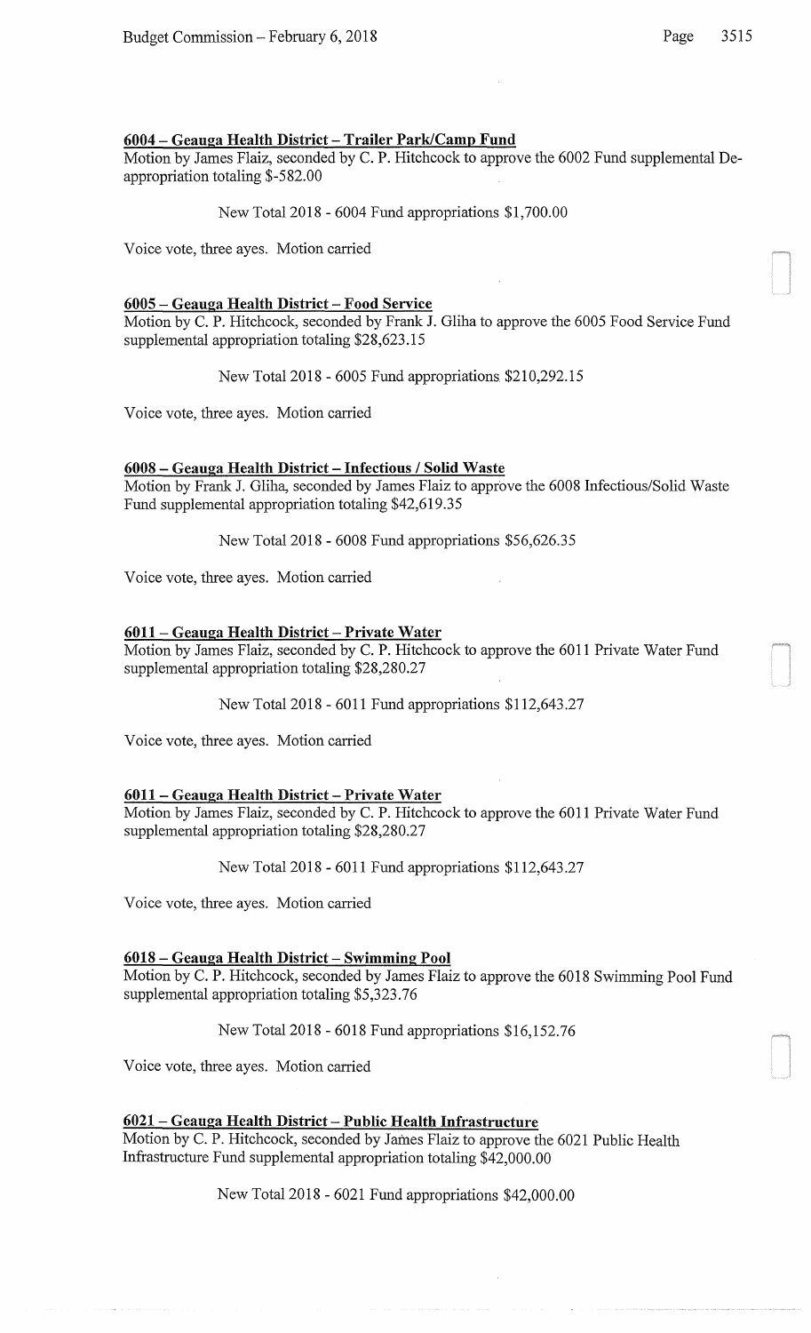**6004 – Geauga Health District – Trailer Park/Camp Fund**

Motion by James Flaiz, seconded by C. P. Hitchcock to approve the 6002 Fund supplemental De-appropriation totaling $-582.00

New Total 2018 - 6004 Fund appropriations $1,700.00

Voice vote, three ayes. Motion carried

**6005 – Geauga Health District – Food Service**

Motion by C. P. Hitchcock, seconded by Frank J. Gliha to approve the 6005 Food Service Fund supplemental appropriation totaling $28,623.15

New Total 2018 - 6005 Fund appropriations $210,292.15

Voice vote, three ayes. Motion carried

**6008 – Geauga Health District – Infectious / Solid Waste**

Motion by Frank J. Gliha, seconded by James Flaiz to approve the 6008 Infectious/Solid Waste Fund supplemental appropriation totaling $42,619.35

New Total 2018 - 6008 Fund appropriations $56,626.35

Voice vote, three ayes. Motion carried

**6011 – Geauga Health District – Private Water**

Motion by James Flaiz, seconded by C. P. Hitchcock to approve the 6011 Private Water Fund supplemental appropriation totaling $28,280.27

New Total 2018 - 6011 Fund appropriations $112,643.27

Voice vote, three ayes. Motion carried

**6011 – Geauga Health District – Private Water**

Motion by James Flaiz, seconded by C. P. Hitchcock to approve the 6011 Private Water Fund supplemental appropriation totaling $28,280.27

New Total 2018 - 6011 Fund appropriations $112,643.27

Voice vote, three ayes. Motion carried

**6018 – Geauga Health District – Swimming Pool**

Motion by C. P. Hitchcock, seconded by James Flaiz to approve the 6018 Swimming Pool Fund supplemental appropriation totaling $5,323.76

New Total 2018 - 6018 Fund appropriations $16,152.76

Voice vote, three ayes. Motion carried

**6021 – Geauga Health District – Public Health Infrastructure**

Motion by C. P. Hitchcock, seconded by James Flaiz to approve the 6021 Public Health Infrastructure Fund supplemental appropriation totaling $42,000.00

New Total 2018 - 6021 Fund appropriations $42,000.00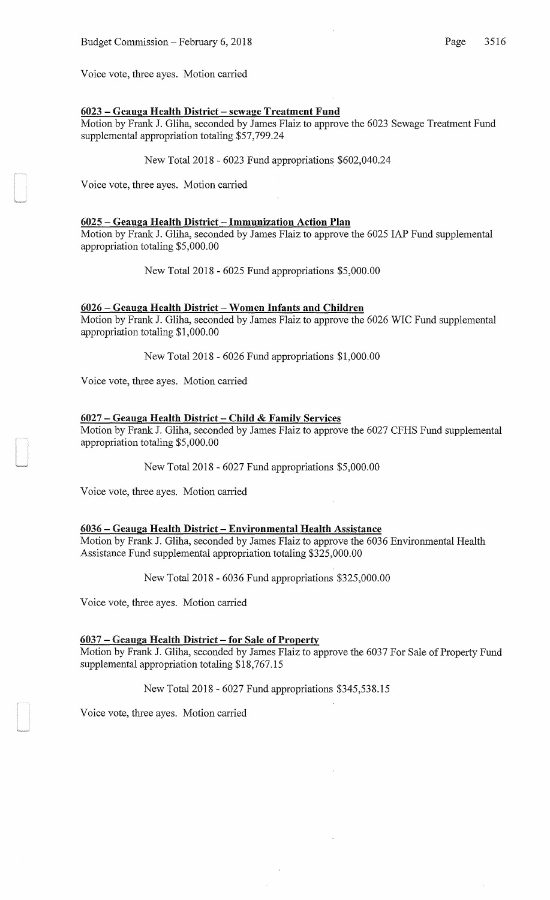Voice vote, three ayes. Motion carried

**6023 – Geauga Health District – sewage Treatment Fund**

Motion by Frank J. Gliha, seconded by James Flaiz to approve the 6023 Sewage Treatment Fund supplemental appropriation totaling $57,799.24

New Total 2018 - 6023 Fund appropriations $602,040.24

Voice vote, three ayes. Motion carried

**6025 – Geauga Health District – Immunization Action Plan**

Motion by Frank J. Gliha, seconded by James Flaiz to approve the 6025 IAP Fund supplemental appropriation totaling $5,000.00

New Total 2018 - 6025 Fund appropriations $5,000.00

**6026 – Geauga Health District – Women Infants and Children**

Motion by Frank J. Gliha, seconded by James Flaiz to approve the 6026 WIC Fund supplemental appropriation totaling $1,000.00

New Total 2018 - 6026 Fund appropriations $1,000.00

Voice vote, three ayes. Motion carried

**6027 – Geauga Health District – Child & Family Services**

Motion by Frank J. Gliha, seconded by James Flaiz to approve the 6027 CFHS Fund supplemental appropriation totaling $5,000.00

New Total 2018 - 6027 Fund appropriations $5,000.00

Voice vote, three ayes. Motion carried

**6036 – Geauga Health District – Environmental Health Assistance**

Motion by Frank J. Gliha, seconded by James Flaiz to approve the 6036 Environmental Health Assistance Fund supplemental appropriation totaling $325,000.00

New Total 2018 - 6036 Fund appropriations $325,000.00

Voice vote, three ayes. Motion carried

**6037 – Geauga Health District – for Sale of Property**

Motion by Frank J. Gliha, seconded by James Flaiz to approve the 6037 For Sale of Property Fund supplemental appropriation totaling $18,767.15

New Total 2018 - 6027 Fund appropriations $345,538.15

Voice vote, three ayes. Motion carried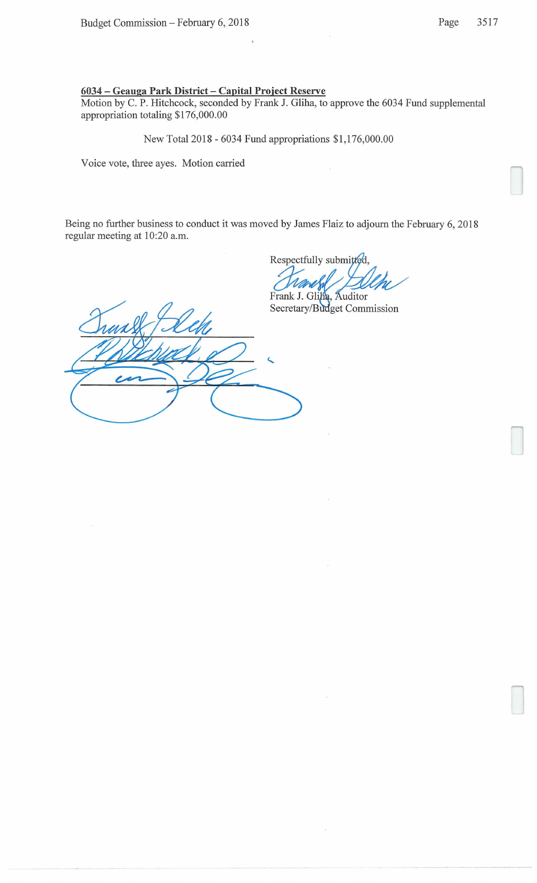**6034 – Geauga Park District – Capital Project Reserve**

Motion by C. P. Hitchcock, seconded by Frank J. Gliha, to approve the 6034 Fund supplemental appropriation totaling $176,000.00

New Total 2018 - 6034 Fund appropriations $1,176,000.00

Voice vote, three ayes. Motion carried

Being no further business to conduct it was moved by James Flaiz to adjourn the February 6, 2018 regular meeting at 10:20 a.m.

Respectfully submitted,

Frank J. Gliha, Auditor
Secretary/Budget Commission